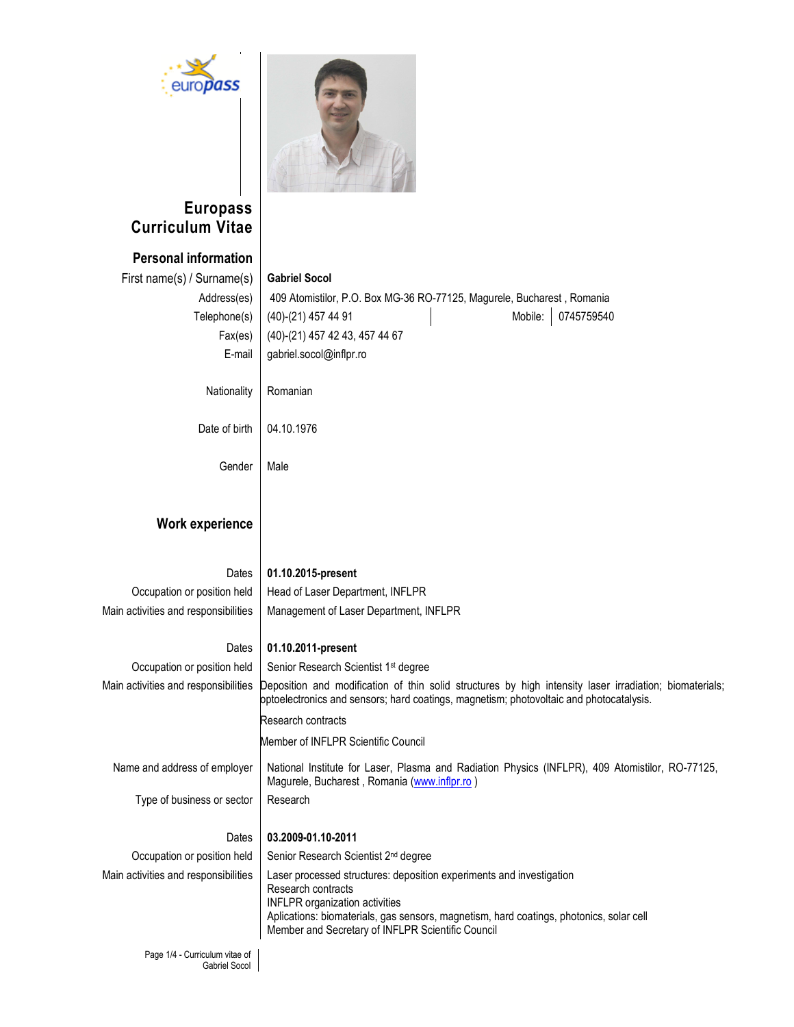# Europass Curriculum Vitae

## Personal information

| | |
|---|---|
| First name(s) / Surname(s) | **Gabriel Socol** |
| Address(es) | 409 Atomistilor, P.O. Box MG-36 RO-77125, Magurele, Bucharest , Romania |
| Telephone(s) | (40)-(21) 457 44 91 — Mobile: 0745759540 |
| Fax(es) | (40)-(21) 457 42 43, 457 44 67 |
| E-mail | gabriel.socol@inflpr.ro |
| Nationality | Romanian |
| Date of birth | 04.10.1976 |
| Gender | Male |

## Work experience

| | |
|---|---|
| Dates | **01.10.2015-present** |
| Occupation or position held | Head of Laser Department, INFLPR |
| Main activities and responsibilities | Management of Laser Department, INFLPR |

| | |
|---|---|
| Dates | **01.10.2011-present** |
| Occupation or position held | Senior Research Scientist 1st degree |
| Main activities and responsibilities | Deposition and modification of thin solid structures by high intensity laser irradiation; biomaterials; optoelectronics and sensors; hard coatings, magnetism; photovoltaic and photocatalysis.<br>Research contracts<br>Member of INFLPR Scientific Council |
| Name and address of employer | National Institute for Laser, Plasma and Radiation Physics (INFLPR), 409 Atomistilor, RO-77125, Magurele, Bucharest , Romania (www.inflpr.ro ) |
| Type of business or sector | Research |

| | |
|---|---|
| Dates | **03.2009-01.10-2011** |
| Occupation or position held | Senior Research Scientist 2nd degree |
| Main activities and responsibilities | Laser processed structures: deposition experiments and investigation<br>Research contracts<br>INFLPR organization activities<br>Aplications: biomaterials, gas sensors, magnetism, hard coatings, photonics, solar cell<br>Member and Secretary of INFLPR Scientific Council |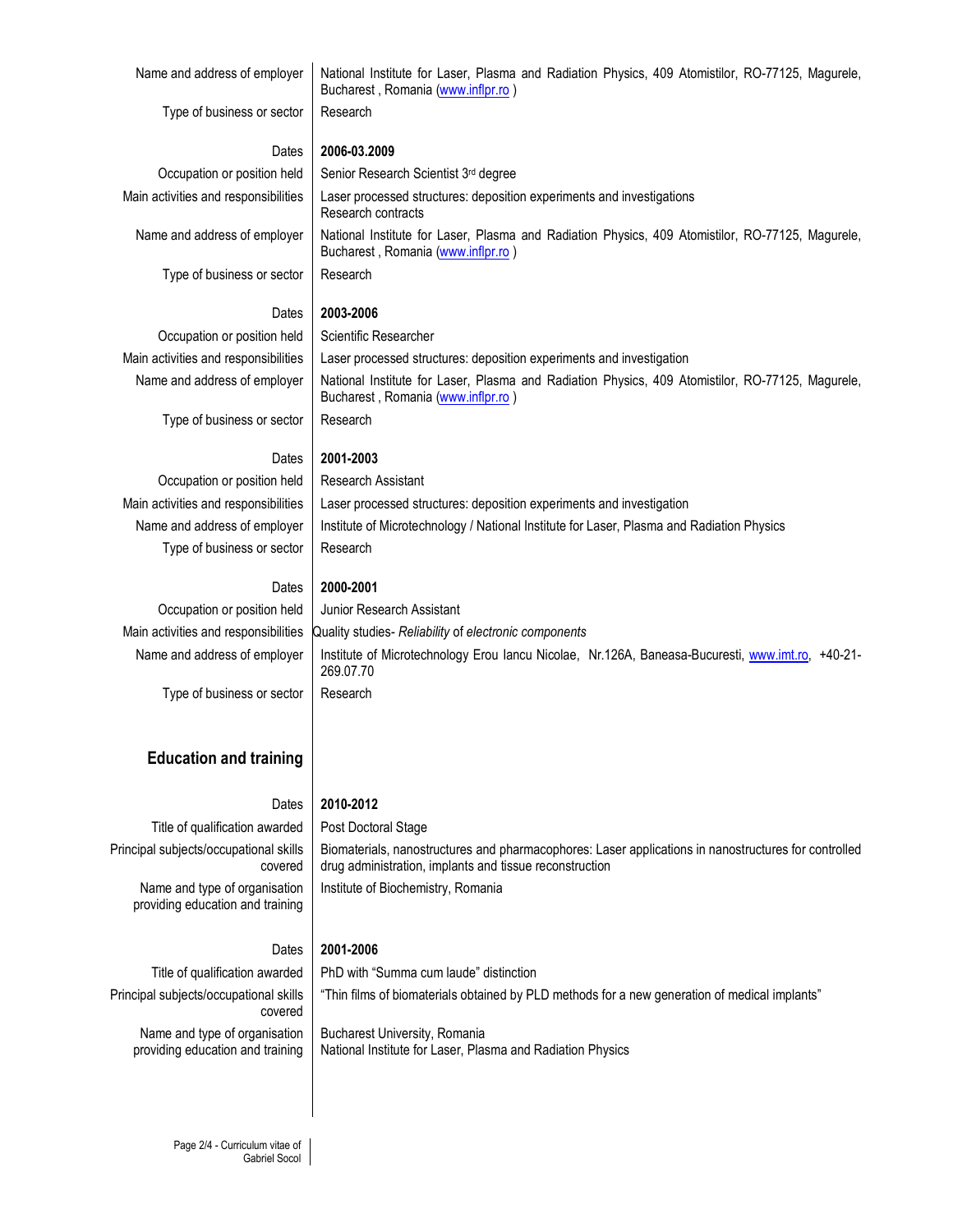| | |
|---|---|
| Name and address of employer | National Institute for Laser, Plasma and Radiation Physics, 409 Atomistilor, RO-77125, Magurele, Bucharest , Romania (www.inflpr.ro ) |
| Type of business or sector | Research |
| | |
| Dates | **2006-03.2009** |
| Occupation or position held | Senior Research Scientist 3rd degree |
| Main activities and responsibilities | Laser processed structures: deposition experiments and investigations<br>Research contracts |
| Name and address of employer | National Institute for Laser, Plasma and Radiation Physics, 409 Atomistilor, RO-77125, Magurele, Bucharest , Romania (www.inflpr.ro ) |
| Type of business or sector | Research |
| | |
| Dates | **2003-2006** |
| Occupation or position held | Scientific Researcher |
| Main activities and responsibilities | Laser processed structures: deposition experiments and investigation |
| Name and address of employer | National Institute for Laser, Plasma and Radiation Physics, 409 Atomistilor, RO-77125, Magurele, Bucharest , Romania (www.inflpr.ro ) |
| Type of business or sector | Research |
| | |
| Dates | **2001-2003** |
| Occupation or position held | Research Assistant |
| Main activities and responsibilities | Laser processed structures: deposition experiments and investigation |
| Name and address of employer | Institute of Microtechnology / National Institute for Laser, Plasma and Radiation Physics |
| Type of business or sector | Research |
| | |
| Dates | **2000-2001** |
| Occupation or position held | Junior Research Assistant |
| Main activities and responsibilities | Quality studies- *Reliability* of *electronic components* |
| Name and address of employer | Institute of Microtechnology Erou Iancu Nicolae, Nr.126A, Baneasa-Bucuresti, www.imt.ro, +40-21-269.07.70 |
| Type of business or sector | Research |

## Education and training

| | |
|---|---|
| Dates | **2010-2012** |
| Title of qualification awarded | Post Doctoral Stage |
| Principal subjects/occupational skills covered | Biomaterials, nanostructures and pharmacophores: Laser applications in nanostructures for controlled drug administration, implants and tissue reconstruction |
| Name and type of organisation providing education and training | Institute of Biochemistry, Romania |
| | |
| Dates | **2001-2006** |
| Title of qualification awarded | PhD with "Summa cum laude" distinction |
| Principal subjects/occupational skills covered | "Thin films of biomaterials obtained by PLD methods for a new generation of medical implants" |
| Name and type of organisation providing education and training | Bucharest University, Romania<br>National Institute for Laser, Plasma and Radiation Physics |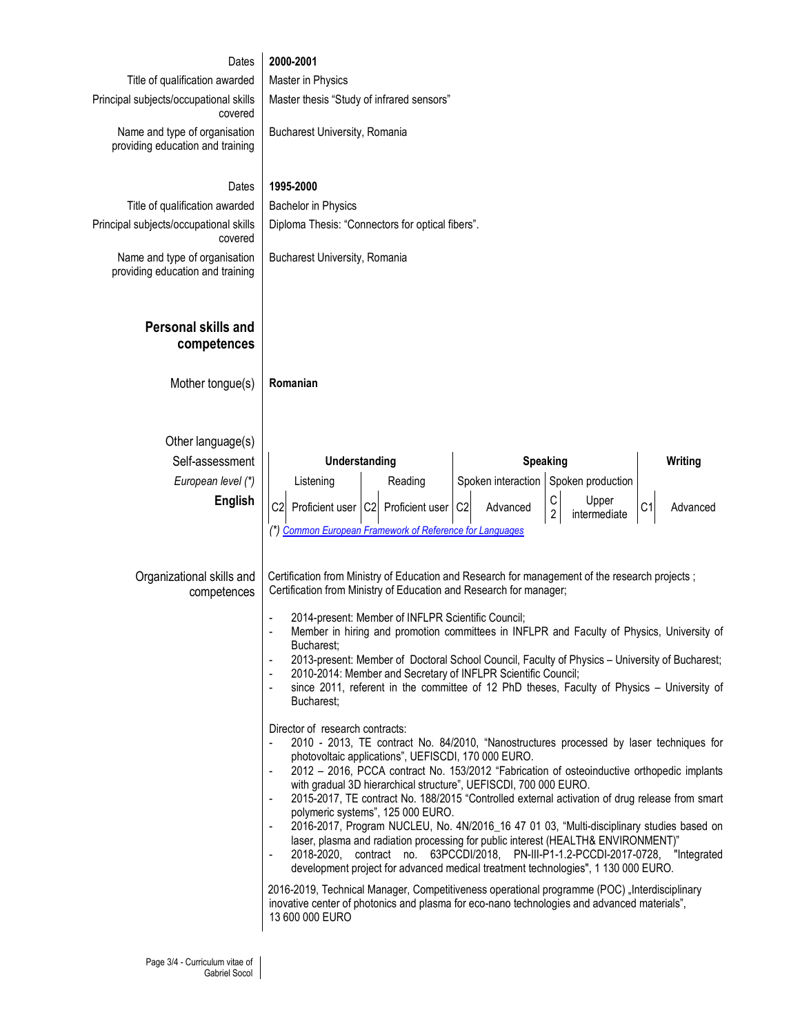| | |
|---|---|
| Dates | **2000-2001** |
| Title of qualification awarded | Master in Physics |
| Principal subjects/occupational skills covered | Master thesis "Study of infrared sensors" |
| Name and type of organisation providing education and training | Bucharest University, Romania |

| | |
|---|---|
| Dates | **1995-2000** |
| Title of qualification awarded | Bachelor in Physics |
| Principal subjects/occupational skills covered | Diploma Thesis: "Connectors for optical fibers". |
| Name and type of organisation providing education and training | Bucharest University, Romania |

## Personal skills and competences

Mother tongue(s): **Romanian**

Other language(s)

| Self-assessment | Understanding | | Speaking | | Writing |
|---|---|---|---|---|---|
| *European level (\*)* | Listening | Reading | Spoken interaction | Spoken production | |
| **English** | C2 Proficient user | C2 Proficient user | C2 Advanced | C2 Upper intermediate | C1 Advanced |

*(\*) Common European Framework of Reference for Languages*

**Organizational skills and competences**

Certification from Ministry of Education and Research for management of the research projects ;
Certification from Ministry of Education and Research for manager;

- 2014-present: Member of INFLPR Scientific Council;
- Member in hiring and promotion committees in INFLPR and Faculty of Physics, University of Bucharest;
- 2013-present: Member of Doctoral School Council, Faculty of Physics – University of Bucharest;
- 2010-2014: Member and Secretary of INFLPR Scientific Council;
- since 2011, referent in the committee of 12 PhD theses, Faculty of Physics – University of Bucharest;

Director of research contracts:

- 2010 - 2013, TE contract No. 84/2010, "Nanostructures processed by laser techniques for photovoltaic applications", UEFISCDI, 170 000 EURO.
- 2012 – 2016, PCCA contract No. 153/2012 "Fabrication of osteoinductive orthopedic implants with gradual 3D hierarchical structure", UEFISCDI, 700 000 EURO.
- 2015-2017, TE contract No. 188/2015 "Controlled external activation of drug release from smart polymeric systems", 125 000 EURO.
- 2016-2017, Program NUCLEU, No. 4N/2016_16 47 01 03, "Multi-disciplinary studies based on laser, plasma and radiation processing for public interest (HEALTH& ENVIRONMENT)"
- 2018-2020, contract no. 63PCCDI/2018, PN-III-P1-1.2-PCCDI-2017-0728, "Integrated development project for advanced medical treatment technologies", 1 130 000 EURO.

2016-2019, Technical Manager, Competitiveness operational programme (POC) „Interdisciplinary inovative center of photonics and plasma for eco-nano technologies and advanced materials", 13 600 000 EURO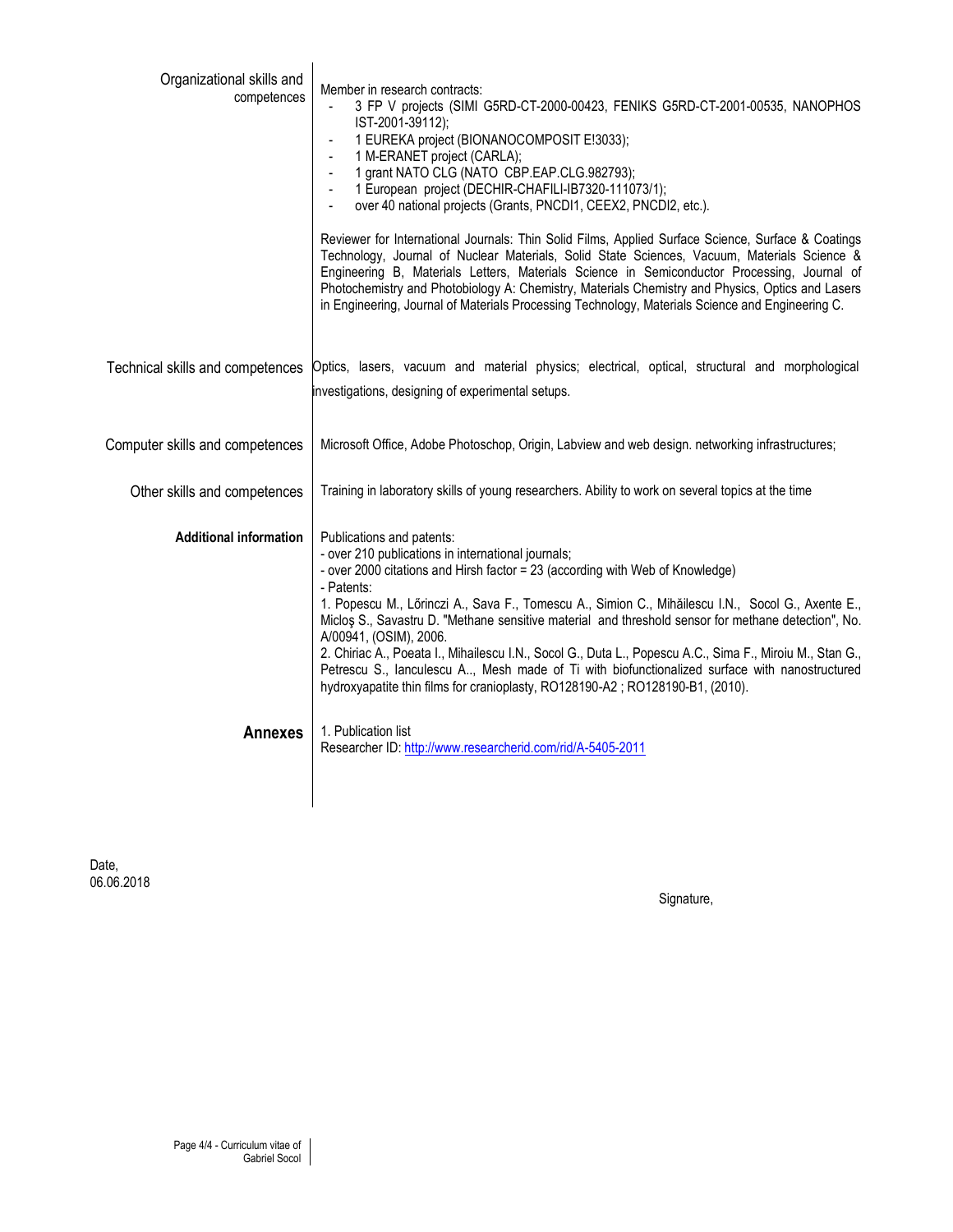**Organizational skills and competences**

Member in research contracts:

- 3 FP V projects (SIMI G5RD-CT-2000-00423, FENIKS G5RD-CT-2001-00535, NANOPHOS IST-2001-39112);
- 1 EUREKA project (BIONANOCOMPOSIT E!3033);
- 1 M-ERANET project (CARLA);
- 1 grant NATO CLG (NATO CBP.EAP.CLG.982793);
- 1 European project (DECHIR-CHAFILI-IB7320-111073/1);
- over 40 national projects (Grants, PNCDI1, CEEX2, PNCDI2, etc.).

Reviewer for International Journals: Thin Solid Films, Applied Surface Science, Surface & Coatings Technology, Journal of Nuclear Materials, Solid State Sciences, Vacuum, Materials Science & Engineering B, Materials Letters, Materials Science in Semiconductor Processing, Journal of Photochemistry and Photobiology A: Chemistry, Materials Chemistry and Physics, Optics and Lasers in Engineering, Journal of Materials Processing Technology, Materials Science and Engineering C.

**Technical skills and competences**

Optics, lasers, vacuum and material physics; electrical, optical, structural and morphological investigations, designing of experimental setups.

**Computer skills and competences**

Microsoft Office, Adobe Photoschop, Origin, Labview and web design. networking infrastructures;

**Other skills and competences**

Training in laboratory skills of young researchers. Ability to work on several topics at the time

**Additional information**

Publications and patents:
- over 210 publications in international journals;
- over 2000 citations and Hirsh factor = 23 (according with Web of Knowledge)
- Patents:

1. Popescu M., Lőrinczi A., Sava F., Tomescu A., Simion C., Mihăilescu I.N., Socol G., Axente E., Micloş S., Savastru D. "Methane sensitive material and threshold sensor for methane detection", No. A/00941, (OSIM), 2006.
2. Chiriac A., Poeata I., Mihailescu I.N., Socol G., Duta L., Popescu A.C., Sima F., Miroiu M., Stan G., Petrescu S., Ianculescu A.., Mesh made of Ti with biofunctionalized surface with nanostructured hydroxyapatite thin films for cranioplasty, RO128190-A2 ; RO128190-B1, (2010).

**Annexes**

1. Publication list

Researcher ID: http://www.researcherid.com/rid/A-5405-2011

Date,
06.06.2018

Signature,